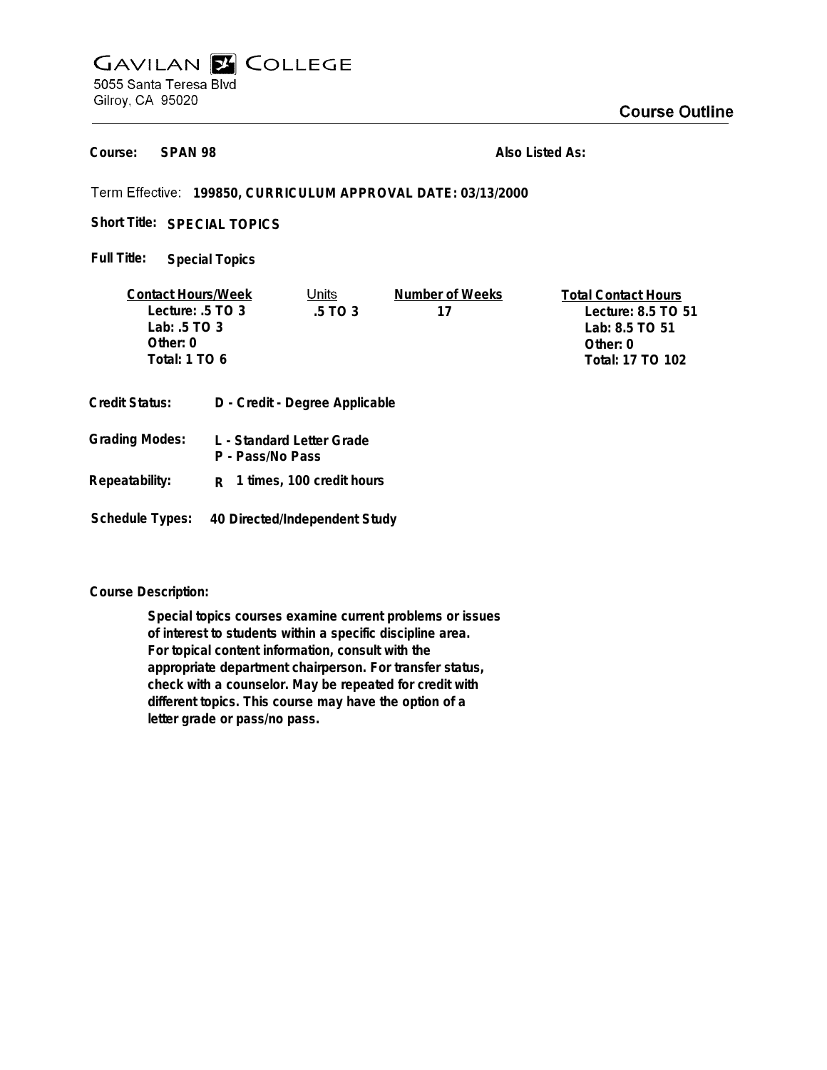# GAVILAN COLLEGE

5055 Santa Teresa Blvd
Gilroy, CA 95020

## Course Outline

**Course:** SPAN 98

**Also Listed As:**

**Term Effective:** 199850, CURRICULUM APPROVAL DATE: 03/13/2000

**Short Title:** SPECIAL TOPICS

**Full Title:** Special Topics

| Contact Hours/Week | Units | Number of Weeks | Total Contact Hours |
|---|---|---|---|
| Lecture: .5 TO 3 | .5 TO 3 | 17 | Lecture: 8.5 TO 51 |
| Lab: .5 TO 3 | | | Lab: 8.5 TO 51 |
| Other: 0 | | | Other: 0 |
| Total: 1 TO 6 | | | Total: 17 TO 102 |

**Credit Status:** D - Credit - Degree Applicable

**Grading Modes:** L - Standard Letter Grade
P - Pass/No Pass

**Repeatability:** R 1 times, 100 credit hours

**Schedule Types:** 40 Directed/Independent Study

**Course Description:**

Special topics courses examine current problems or issues of interest to students within a specific discipline area. For topical content information, consult with the appropriate department chairperson. For transfer status, check with a counselor. May be repeated for credit with different topics. This course may have the option of a letter grade or pass/no pass.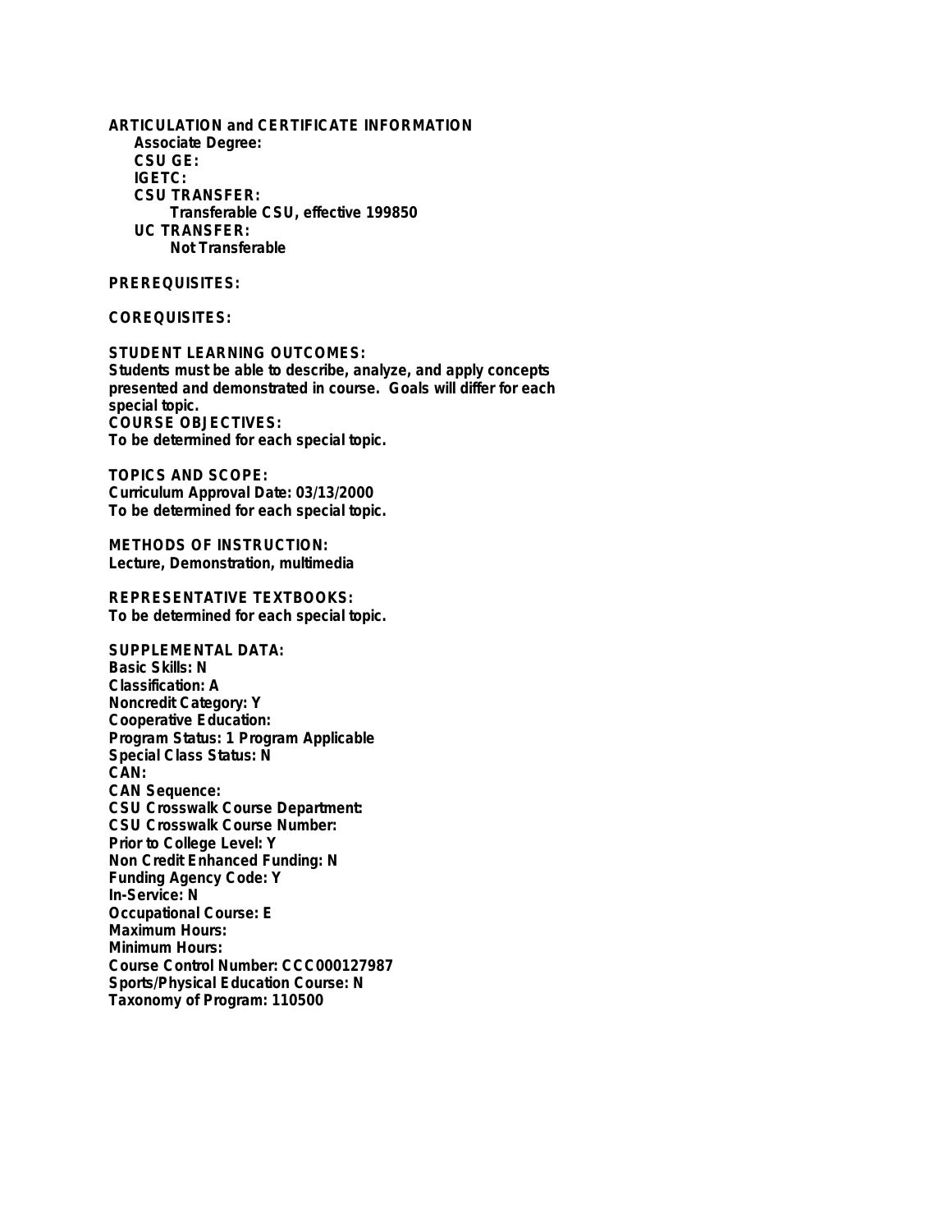**ARTICULATION and CERTIFICATE INFORMATION**

**Associate Degree:**

**CSU GE:**

**IGETC:**

**CSU TRANSFER:**

**Transferable CSU, effective 199850**

**UC TRANSFER:**

**Not Transferable**

**PREREQUISITES:**

**COREQUISITES:**

**STUDENT LEARNING OUTCOMES:**
**Students must be able to describe, analyze, and apply concepts presented and demonstrated in course. Goals will differ for each special topic.**

**COURSE OBJECTIVES:**
**To be determined for each special topic.**

**TOPICS AND SCOPE:**
**Curriculum Approval Date: 03/13/2000**
**To be determined for each special topic.**

**METHODS OF INSTRUCTION:**
**Lecture, Demonstration, multimedia**

**REPRESENTATIVE TEXTBOOKS:**
**To be determined for each special topic.**

**SUPPLEMENTAL DATA:**
**Basic Skills: N**
**Classification: A**
**Noncredit Category: Y**
**Cooperative Education:**
**Program Status: 1 Program Applicable**
**Special Class Status: N**
**CAN:**
**CAN Sequence:**
**CSU Crosswalk Course Department:**
**CSU Crosswalk Course Number:**
**Prior to College Level: Y**
**Non Credit Enhanced Funding: N**
**Funding Agency Code: Y**
**In-Service: N**
**Occupational Course: E**
**Maximum Hours:**
**Minimum Hours:**
**Course Control Number: CCC000127987**
**Sports/Physical Education Course: N**
**Taxonomy of Program: 110500**